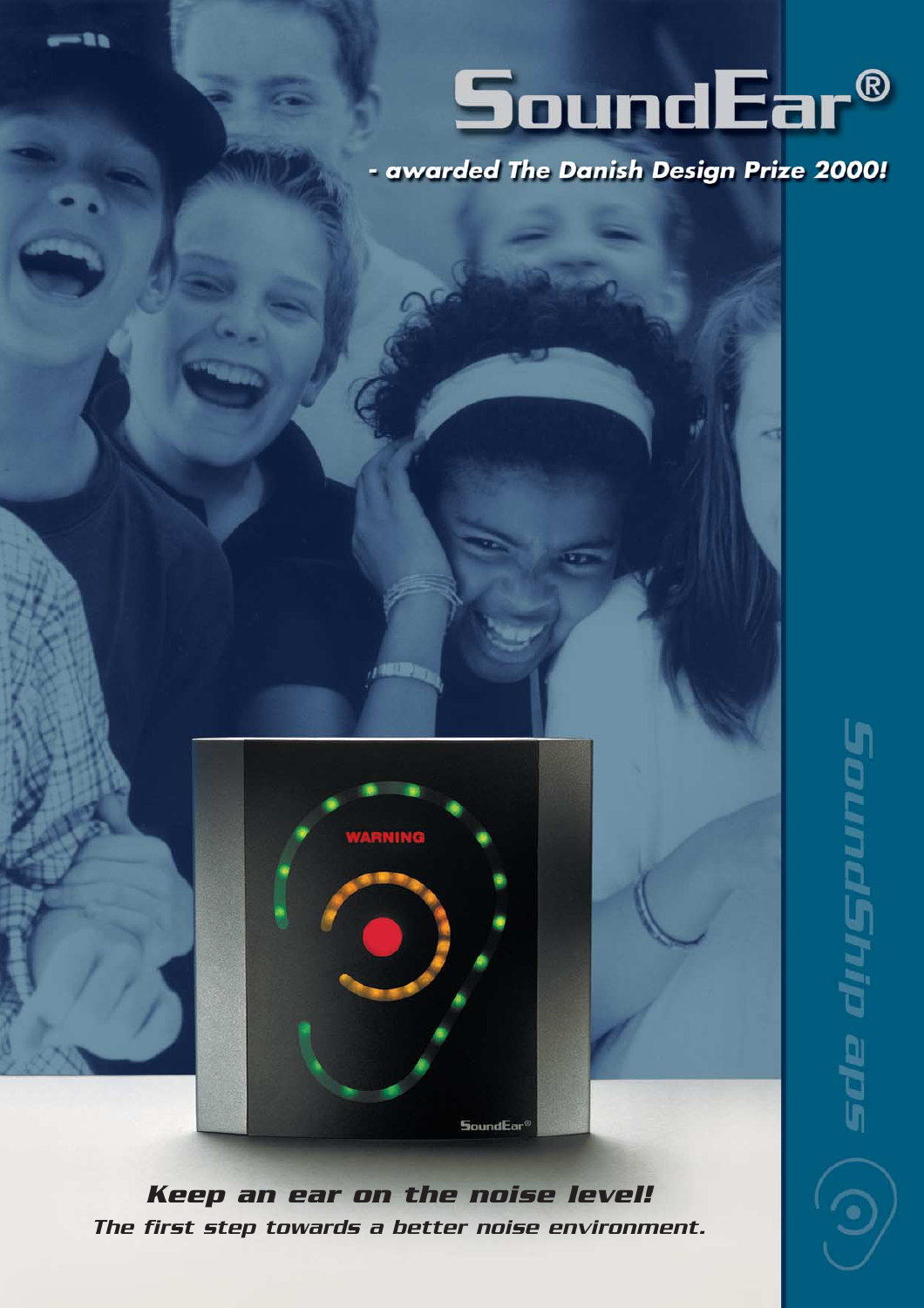# SoundEar®

*- awarded The Danish Design Prize 2000!*

***Keep an ear on the noise level!***

*The first step towards a better noise environment.*

SoundShip aps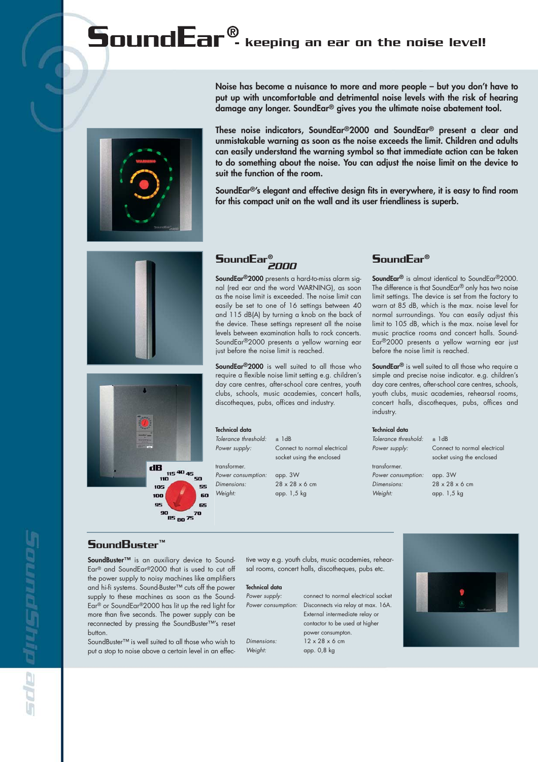# SoundEar® - keeping an ear on the noise level!

**Noise has become a nuisance to more and more people – but you don't have to put up with uncomfortable and detrimental noise levels with the risk of hearing damage any longer. SoundEar® gives you the ultimate noise abatement tool.**

**These noise indicators, SoundEar®2000 and SoundEar® present a clear and unmistakable warning as soon as the noise exceeds the limit. Children and adults can easily understand the warning symbol so that immediate action can be taken to do something about the noise. You can adjust the noise limit on the device to suit the function of the room.**

**SoundEar®'s elegant and effective design fits in everywhere, it is easy to find room for this compact unit on the wall and its user friendliness is superb.**

dB
115 40 45
110 50
105 55
100 60
95 65
90 70
85 80 75

## SoundEar® 2000

**SoundEar®2000** presents a hard-to-miss alarm signal (red ear and the word WARNING), as soon as the noise limit is exceeded. The noise limit can easily be set to one of 16 settings between 40 and 115 dB(A) by turning a knob on the back of the device. These settings represent all the noise levels between examination halls to rock concerts. SoundEar®2000 presents a yellow warning ear just before the noise limit is reached.

**SoundEar®2000** is well suited to all those who require a flexible noise limit setting e.g. children's day care centres, after-school care centres, youth clubs, schools, music academies, concert halls, discotheques, pubs, offices and industry.

**Technical data**

| | |
|---|---|
| *Tolerance threshold:* | ± 1dB |
| *Power supply:* | Connect to normal electrical socket using the enclosed transformer. |
| *Power consumption:* | app. 3W |
| *Dimensions:* | 28 x 28 x 6 cm |
| *Weight:* | app. 1,5 kg |

## SoundEar®

**SoundEar®** is almost identical to SoundEar®2000. The difference is that SoundEar® only has two noise limit settings. The device is set from the factory to warn at 85 dB, which is the max. noise level for normal surroundings. You can easily adjust this limit to 105 dB, which is the max. noise level for music practice rooms and concert halls. SoundEar®2000 presents a yellow warning ear just before the noise limit is reached.

**SoundEar®** is well suited to all those who require a simple and precise noise indicator. e.g. children's day care centres, after-school care centres, schools, youth clubs, music academies, rehearsal rooms, concert halls, discotheques, pubs, offices and industry.

**Technical data**

| | |
|---|---|
| *Tolerance threshold:* | ± 1dB |
| *Power supply:* | Connect to normal electrical socket using the enclosed transformer. |
| *Power consumption:* | app. 3W |
| *Dimensions:* | 28 x 28 x 6 cm |
| *Weight:* | app. 1,5 kg |

## SoundBuster™

**SoundBuster™** is an auxiliary device to SoundEar® and SoundEar®2000 that is used to cut off the power supply to noisy machines like amplifiers and hi-fi systems. Sound-Buster™ cuts off the power supply to these machines as soon as the SoundEar® or SoundEar®2000 has lit up the red light for more than five seconds. The power supply can be reconnected by pressing the SoundBuster™'s reset button.

SoundBuster™ is well suited to all those who wish to put a stop to noise above a certain level in an effective way e.g. youth clubs, music academies, rehearsal rooms, concert halls, discotheques, pubs etc.

**Technical data**

| | |
|---|---|
| *Power supply:* | connect to normal electrical socket |
| *Power consumption:* | Disconnects via relay at max. 16A. External intermediate relay or contactor to be used at higher power consumpton. |
| *Dimensions:* | 12 x 28 x 6 cm |
| *Weight:* | app. 0,8 kg |